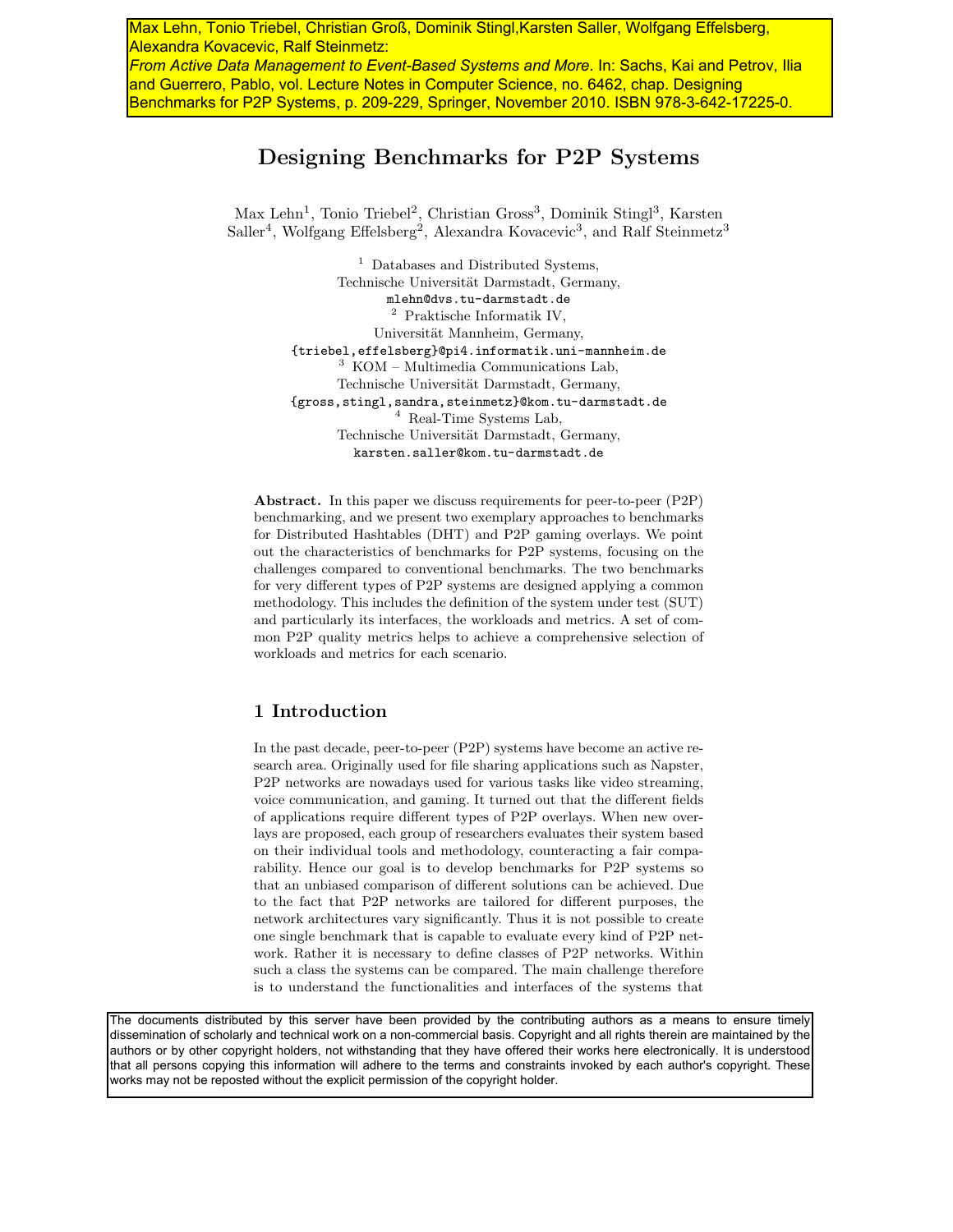Max Lehn, Tonio Triebel, Christian Groß, Dominik Stingl,Karsten Saller, Wolfgang Effelsberg, Alexandra Kovacevic, Ralf Steinmetz:
*From Active Data Management to Event-Based Systems and More*. In: Sachs, Kai and Petrov, Ilia and Guerrero, Pablo, vol. Lecture Notes in Computer Science, no. 6462, chap. Designing Benchmarks for P2P Systems, p. 209-229, Springer, November 2010. ISBN 978-3-642-17225-0.

# Designing Benchmarks for P2P Systems

Max Lehn[1], Tonio Triebel[2], Christian Gross[3], Dominik Stingl[3], Karsten Saller[4], Wolfgang Effelsberg[2], Alexandra Kovacevic[3], and Ralf Steinmetz[3]

[1] Databases and Distributed Systems,
Technische Universität Darmstadt, Germany,
mlehn@dvs.tu-darmstadt.de

[2] Praktische Informatik IV,
Universität Mannheim, Germany,
{triebel,effelsberg}@pi4.informatik.uni-mannheim.de

[3] KOM – Multimedia Communications Lab,
Technische Universität Darmstadt, Germany,
{gross,stingl,sandra,steinmetz}@kom.tu-darmstadt.de

[4] Real-Time Systems Lab,
Technische Universität Darmstadt, Germany,
karsten.saller@kom.tu-darmstadt.de

**Abstract.** In this paper we discuss requirements for peer-to-peer (P2P) benchmarking, and we present two exemplary approaches to benchmarks for Distributed Hashtables (DHT) and P2P gaming overlays. We point out the characteristics of benchmarks for P2P systems, focusing on the challenges compared to conventional benchmarks. The two benchmarks for very different types of P2P systems are designed applying a common methodology. This includes the definition of the system under test (SUT) and particularly its interfaces, the workloads and metrics. A set of common P2P quality metrics helps to achieve a comprehensive selection of workloads and metrics for each scenario.

## 1 Introduction

In the past decade, peer-to-peer (P2P) systems have become an active research area. Originally used for file sharing applications such as Napster, P2P networks are nowadays used for various tasks like video streaming, voice communication, and gaming. It turned out that the different fields of applications require different types of P2P overlays. When new overlays are proposed, each group of researchers evaluates their system based on their individual tools and methodology, counteracting a fair comparability. Hence our goal is to develop benchmarks for P2P systems so that an unbiased comparison of different solutions can be achieved. Due to the fact that P2P networks are tailored for different purposes, the network architectures vary significantly. Thus it is not possible to create one single benchmark that is capable to evaluate every kind of P2P network. Rather it is necessary to define classes of P2P networks. Within such a class the systems can be compared. The main challenge therefore is to understand the functionalities and interfaces of the systems that

The documents distributed by this server have been provided by the contributing authors as a means to ensure timely dissemination of scholarly and technical work on a non-commercial basis. Copyright and all rights therein are maintained by the authors or by other copyright holders, not withstanding that they have offered their works here electronically. It is understood that all persons copying this information will adhere to the terms and constraints invoked by each author's copyright. These works may not be reposted without the explicit permission of the copyright holder.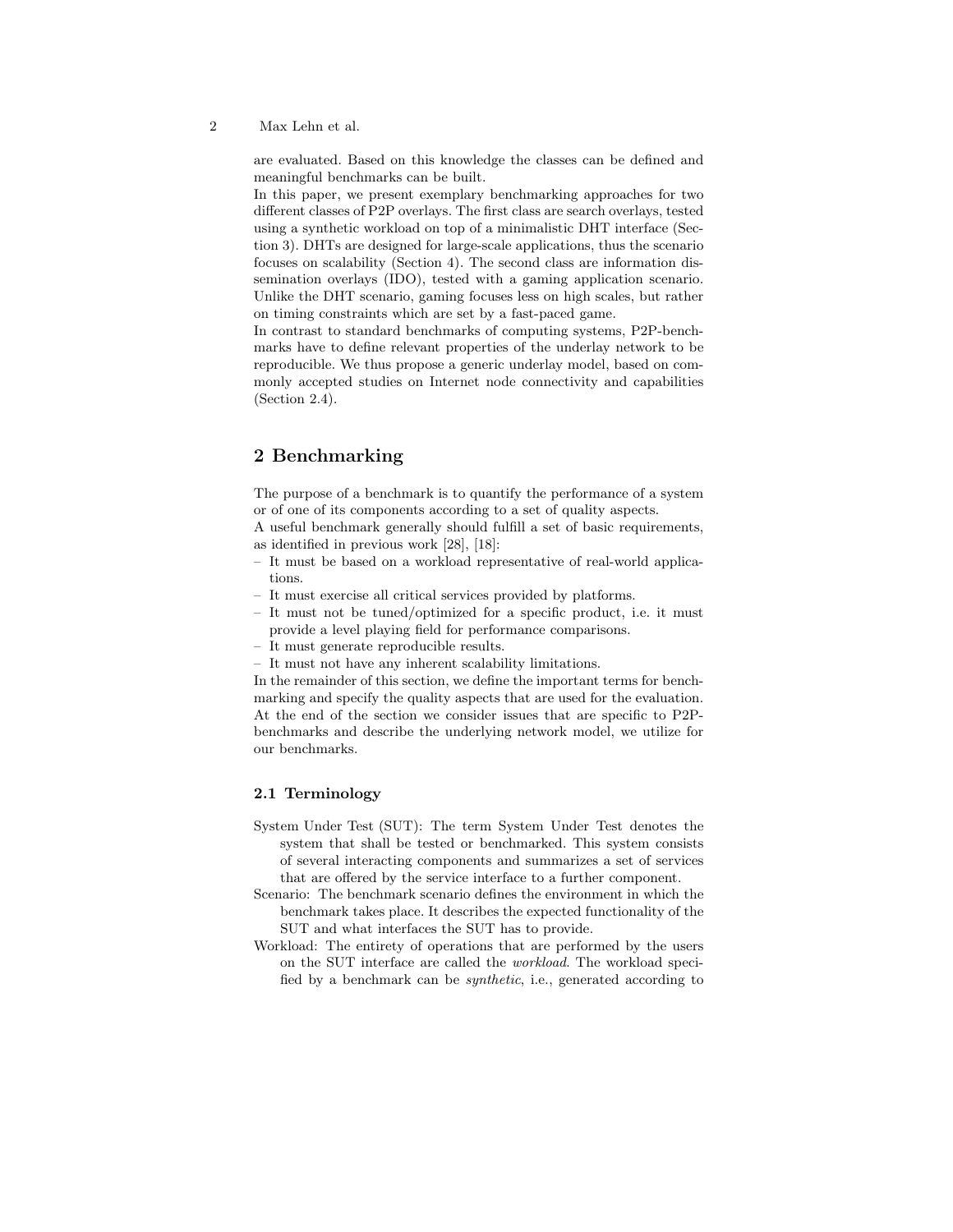are evaluated. Based on this knowledge the classes can be defined and meaningful benchmarks can be built.

In this paper, we present exemplary benchmarking approaches for two different classes of P2P overlays. The first class are search overlays, tested using a synthetic workload on top of a minimalistic DHT interface (Section 3). DHTs are designed for large-scale applications, thus the scenario focuses on scalability (Section 4). The second class are information dissemination overlays (IDO), tested with a gaming application scenario. Unlike the DHT scenario, gaming focuses less on high scales, but rather on timing constraints which are set by a fast-paced game.

In contrast to standard benchmarks of computing systems, P2P-benchmarks have to define relevant properties of the underlay network to be reproducible. We thus propose a generic underlay model, based on commonly accepted studies on Internet node connectivity and capabilities (Section 2.4).

## 2 Benchmarking

The purpose of a benchmark is to quantify the performance of a system or of one of its components according to a set of quality aspects.

A useful benchmark generally should fulfill a set of basic requirements, as identified in previous work [28], [18]:

- It must be based on a workload representative of real-world applications.
- It must exercise all critical services provided by platforms.
- It must not be tuned/optimized for a specific product, i.e. it must provide a level playing field for performance comparisons.
- It must generate reproducible results.
- It must not have any inherent scalability limitations.

In the remainder of this section, we define the important terms for benchmarking and specify the quality aspects that are used for the evaluation. At the end of the section we consider issues that are specific to P2P-benchmarks and describe the underlying network model, we utilize for our benchmarks.

### 2.1 Terminology

System Under Test (SUT): The term System Under Test denotes the system that shall be tested or benchmarked. This system consists of several interacting components and summarizes a set of services that are offered by the service interface to a further component.

Scenario: The benchmark scenario defines the environment in which the benchmark takes place. It describes the expected functionality of the SUT and what interfaces the SUT has to provide.

Workload: The entirety of operations that are performed by the users on the SUT interface are called the *workload*. The workload specified by a benchmark can be *synthetic*, i.e., generated according to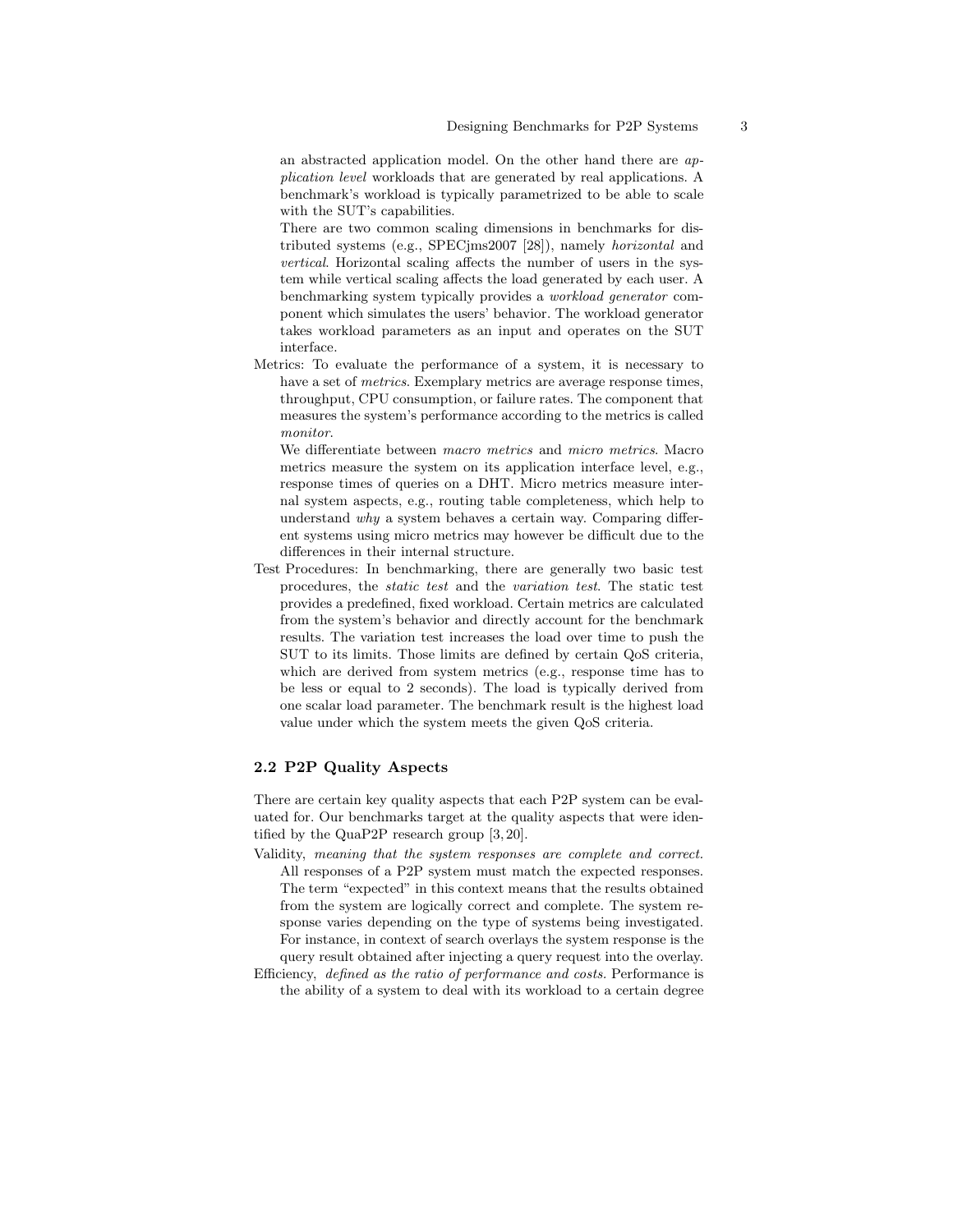an abstracted application model. On the other hand there are *application level* workloads that are generated by real applications. A benchmark's workload is typically parametrized to be able to scale with the SUT's capabilities.

There are two common scaling dimensions in benchmarks for distributed systems (e.g., SPECjms2007 [28]), namely *horizontal* and *vertical*. Horizontal scaling affects the number of users in the system while vertical scaling affects the load generated by each user. A benchmarking system typically provides a *workload generator* component which simulates the users' behavior. The workload generator takes workload parameters as an input and operates on the SUT interface.

Metrics: To evaluate the performance of a system, it is necessary to have a set of *metrics*. Exemplary metrics are average response times, throughput, CPU consumption, or failure rates. The component that measures the system's performance according to the metrics is called *monitor*.

We differentiate between *macro metrics* and *micro metrics*. Macro metrics measure the system on its application interface level, e.g., response times of queries on a DHT. Micro metrics measure internal system aspects, e.g., routing table completeness, which help to understand *why* a system behaves a certain way. Comparing different systems using micro metrics may however be difficult due to the differences in their internal structure.

Test Procedures: In benchmarking, there are generally two basic test procedures, the *static test* and the *variation test*. The static test provides a predefined, fixed workload. Certain metrics are calculated from the system's behavior and directly account for the benchmark results. The variation test increases the load over time to push the SUT to its limits. Those limits are defined by certain QoS criteria, which are derived from system metrics (e.g., response time has to be less or equal to 2 seconds). The load is typically derived from one scalar load parameter. The benchmark result is the highest load value under which the system meets the given QoS criteria.

### 2.2 P2P Quality Aspects

There are certain key quality aspects that each P2P system can be evaluated for. Our benchmarks target at the quality aspects that were identified by the QuaP2P research group [3, 20].

Validity, *meaning that the system responses are complete and correct.* All responses of a P2P system must match the expected responses. The term "expected" in this context means that the results obtained from the system are logically correct and complete. The system response varies depending on the type of systems being investigated. For instance, in context of search overlays the system response is the query result obtained after injecting a query request into the overlay.

Efficiency, *defined as the ratio of performance and costs.* Performance is the ability of a system to deal with its workload to a certain degree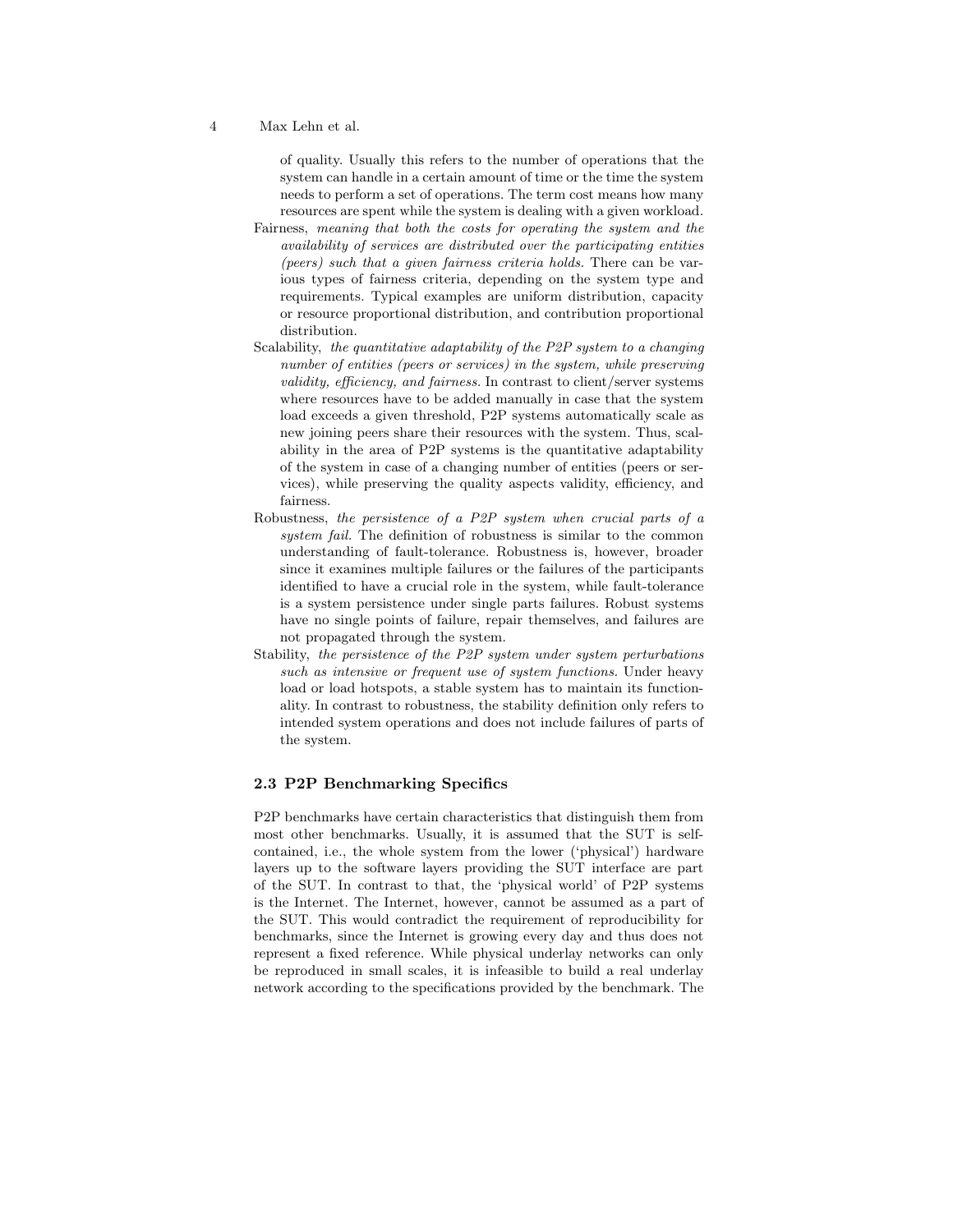of quality. Usually this refers to the number of operations that the system can handle in a certain amount of time or the time the system needs to perform a set of operations. The term cost means how many resources are spent while the system is dealing with a given workload.

Fairness, *meaning that both the costs for operating the system and the availability of services are distributed over the participating entities (peers) such that a given fairness criteria holds.* There can be various types of fairness criteria, depending on the system type and requirements. Typical examples are uniform distribution, capacity or resource proportional distribution, and contribution proportional distribution.

Scalability, *the quantitative adaptability of the P2P system to a changing number of entities (peers or services) in the system, while preserving validity, efficiency, and fairness.* In contrast to client/server systems where resources have to be added manually in case that the system load exceeds a given threshold, P2P systems automatically scale as new joining peers share their resources with the system. Thus, scalability in the area of P2P systems is the quantitative adaptability of the system in case of a changing number of entities (peers or services), while preserving the quality aspects validity, efficiency, and fairness.

Robustness, *the persistence of a P2P system when crucial parts of a system fail.* The definition of robustness is similar to the common understanding of fault-tolerance. Robustness is, however, broader since it examines multiple failures or the failures of the participants identified to have a crucial role in the system, while fault-tolerance is a system persistence under single parts failures. Robust systems have no single points of failure, repair themselves, and failures are not propagated through the system.

Stability, *the persistence of the P2P system under system perturbations such as intensive or frequent use of system functions.* Under heavy load or load hotspots, a stable system has to maintain its functionality. In contrast to robustness, the stability definition only refers to intended system operations and does not include failures of parts of the system.

### 2.3 P2P Benchmarking Specifics

P2P benchmarks have certain characteristics that distinguish them from most other benchmarks. Usually, it is assumed that the SUT is self-contained, i.e., the whole system from the lower ('physical') hardware layers up to the software layers providing the SUT interface are part of the SUT. In contrast to that, the 'physical world' of P2P systems is the Internet. The Internet, however, cannot be assumed as a part of the SUT. This would contradict the requirement of reproducibility for benchmarks, since the Internet is growing every day and thus does not represent a fixed reference. While physical underlay networks can only be reproduced in small scales, it is infeasible to build a real underlay network according to the specifications provided by the benchmark. The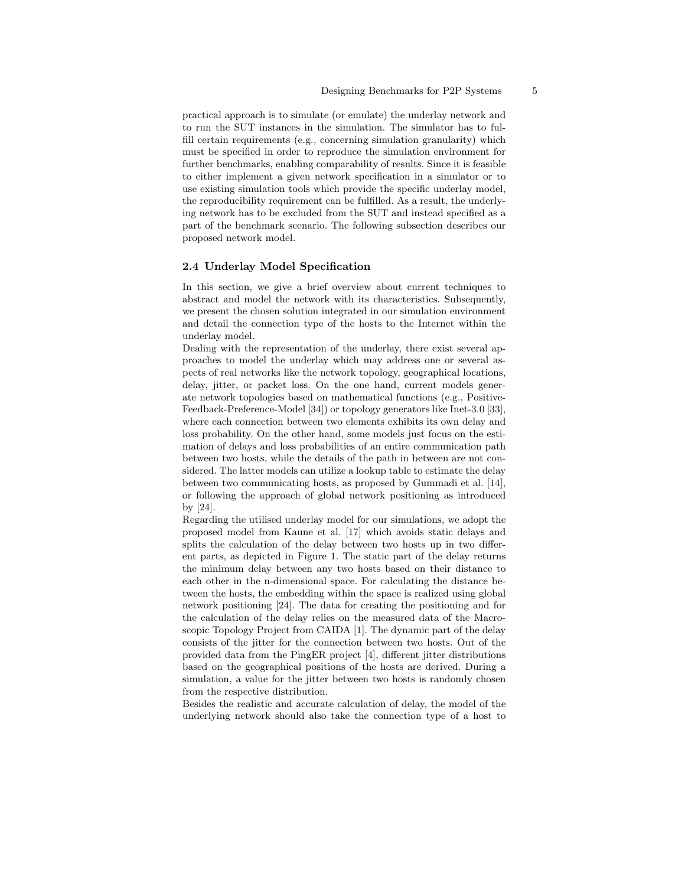practical approach is to simulate (or emulate) the underlay network and to run the SUT instances in the simulation. The simulator has to fulfill certain requirements (e.g., concerning simulation granularity) which must be specified in order to reproduce the simulation environment for further benchmarks, enabling comparability of results. Since it is feasible to either implement a given network specification in a simulator or to use existing simulation tools which provide the specific underlay model, the reproducibility requirement can be fulfilled. As a result, the underlying network has to be excluded from the SUT and instead specified as a part of the benchmark scenario. The following subsection describes our proposed network model.

### 2.4 Underlay Model Specification

In this section, we give a brief overview about current techniques to abstract and model the network with its characteristics. Subsequently, we present the chosen solution integrated in our simulation environment and detail the connection type of the hosts to the Internet within the underlay model.

Dealing with the representation of the underlay, there exist several approaches to model the underlay which may address one or several aspects of real networks like the network topology, geographical locations, delay, jitter, or packet loss. On the one hand, current models generate network topologies based on mathematical functions (e.g., Positive-Feedback-Preference-Model [34]) or topology generators like Inet-3.0 [33], where each connection between two elements exhibits its own delay and loss probability. On the other hand, some models just focus on the estimation of delays and loss probabilities of an entire communication path between two hosts, while the details of the path in between are not considered. The latter models can utilize a lookup table to estimate the delay between two communicating hosts, as proposed by Gummadi et al. [14], or following the approach of global network positioning as introduced by [24].

Regarding the utilised underlay model for our simulations, we adopt the proposed model from Kaune et al. [17] which avoids static delays and splits the calculation of the delay between two hosts up in two different parts, as depicted in Figure 1. The static part of the delay returns the minimum delay between any two hosts based on their distance to each other in the n-dimensional space. For calculating the distance between the hosts, the embedding within the space is realized using global network positioning [24]. The data for creating the positioning and for the calculation of the delay relies on the measured data of the Macroscopic Topology Project from CAIDA [1]. The dynamic part of the delay consists of the jitter for the connection between two hosts. Out of the provided data from the PingER project [4], different jitter distributions based on the geographical positions of the hosts are derived. During a simulation, a value for the jitter between two hosts is randomly chosen from the respective distribution.

Besides the realistic and accurate calculation of delay, the model of the underlying network should also take the connection type of a host to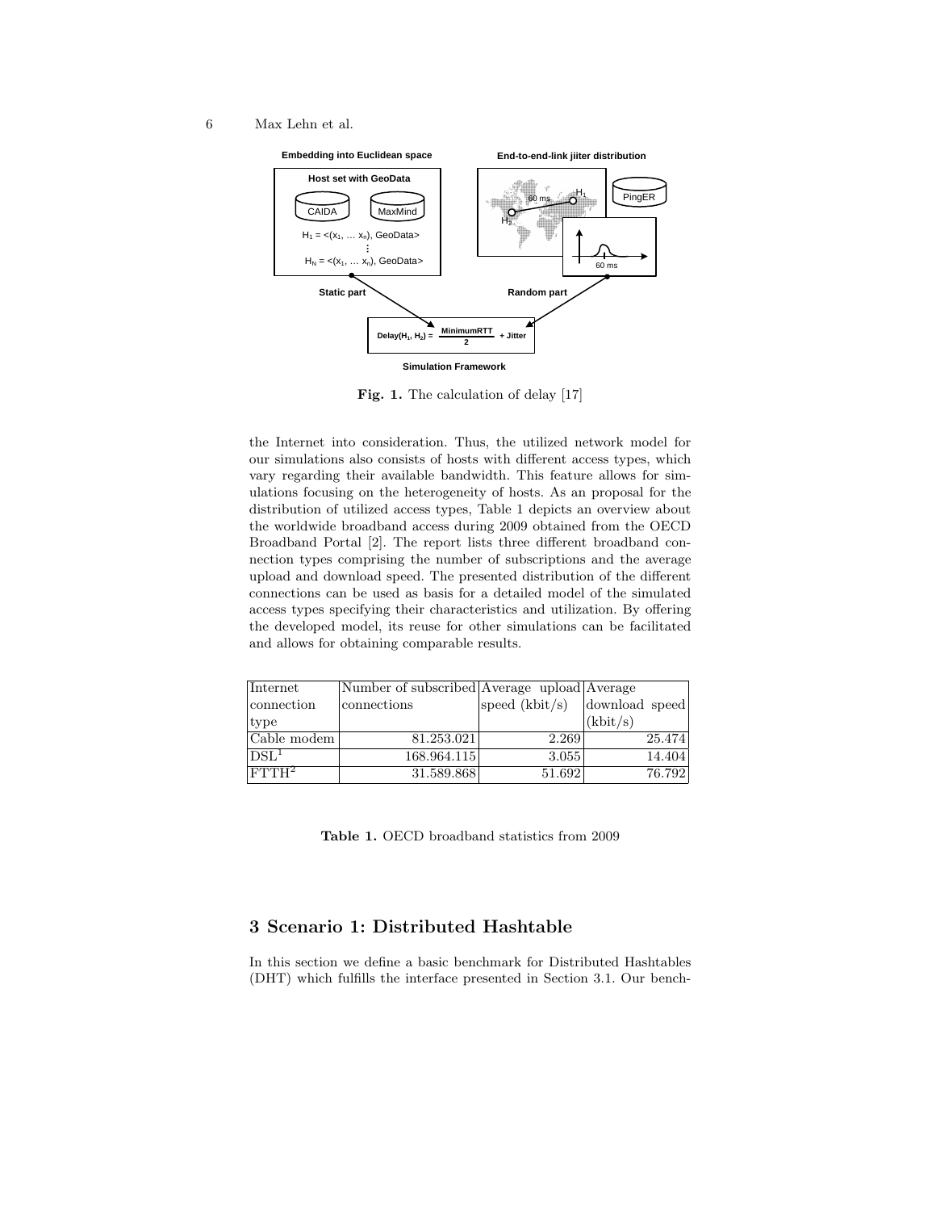**Fig. 1.** The calculation of delay [17]

the Internet into consideration. Thus, the utilized network model for our simulations also consists of hosts with different access types, which vary regarding their available bandwidth. This feature allows for simulations focusing on the heterogeneity of hosts. As an proposal for the distribution of utilized access types, Table 1 depicts an overview about the worldwide broadband access during 2009 obtained from the OECD Broadband Portal [2]. The report lists three different broadband connection types comprising the number of subscriptions and the average upload and download speed. The presented distribution of the different connections can be used as basis for a detailed model of the simulated access types specifying their characteristics and utilization. By offering the developed model, its reuse for other simulations can be facilitated and allows for obtaining comparable results.

| Internet connection type | Number of subscribed connections | Average upload speed (kbit/s) | Average download speed (kbit/s) |
|---|---|---|---|
| Cable modem | 81.253.021 | 2.269 | 25.474 |
| DSL[1] | 168.964.115 | 3.055 | 14.404 |
| FTTH[2] | 31.589.868 | 51.692 | 76.792 |

**Table 1.** OECD broadband statistics from 2009

## 3 Scenario 1: Distributed Hashtable

In this section we define a basic benchmark for Distributed Hashtables (DHT) which fulfills the interface presented in Section 3.1. Our bench-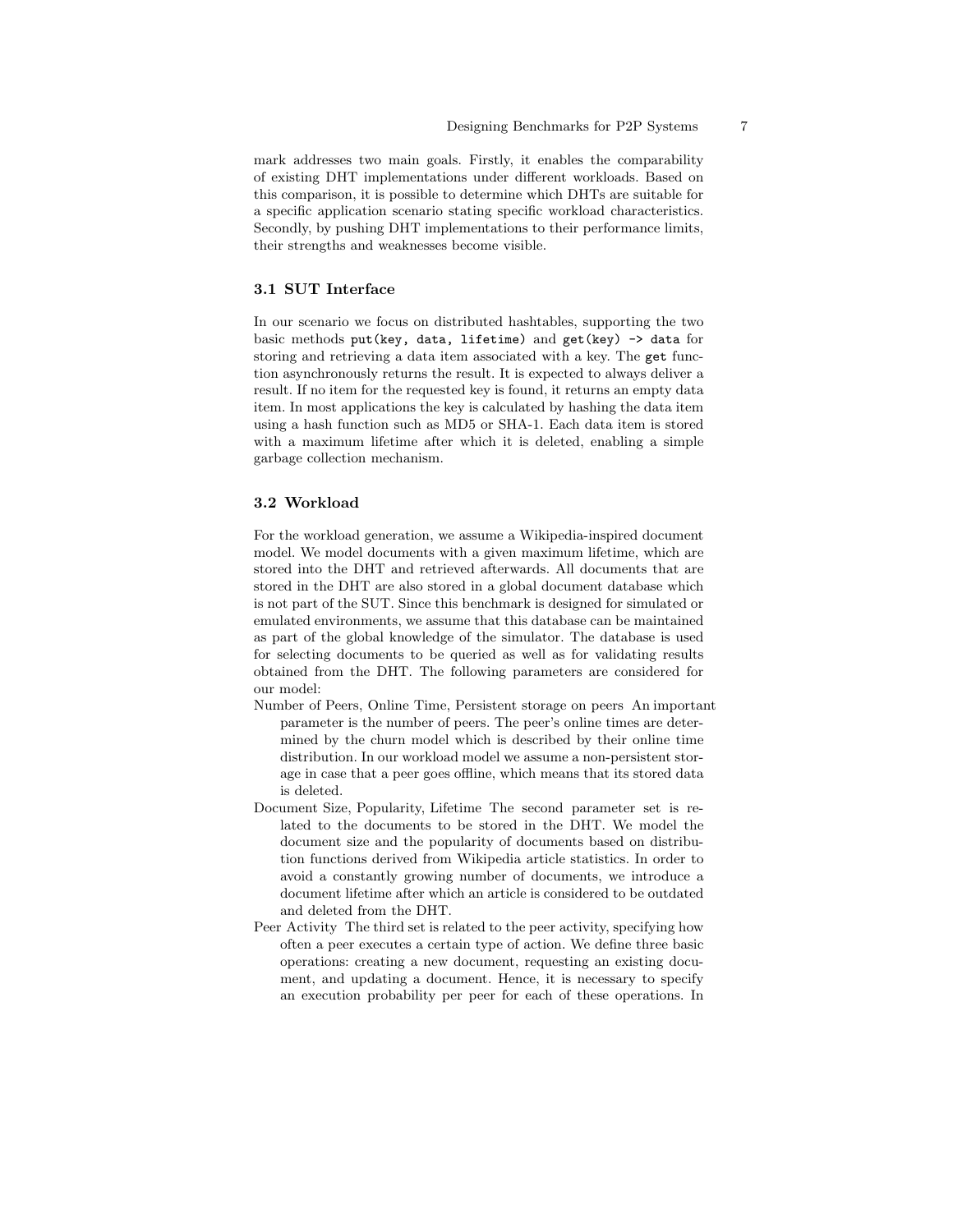mark addresses two main goals. Firstly, it enables the comparability of existing DHT implementations under different workloads. Based on this comparison, it is possible to determine which DHTs are suitable for a specific application scenario stating specific workload characteristics. Secondly, by pushing DHT implementations to their performance limits, their strengths and weaknesses become visible.

### 3.1 SUT Interface

In our scenario we focus on distributed hashtables, supporting the two basic methods `put(key, data, lifetime)` and `get(key) -> data` for storing and retrieving a data item associated with a key. The `get` function asynchronously returns the result. It is expected to always deliver a result. If no item for the requested key is found, it returns an empty data item. In most applications the key is calculated by hashing the data item using a hash function such as MD5 or SHA-1. Each data item is stored with a maximum lifetime after which it is deleted, enabling a simple garbage collection mechanism.

### 3.2 Workload

For the workload generation, we assume a Wikipedia-inspired document model. We model documents with a given maximum lifetime, which are stored into the DHT and retrieved afterwards. All documents that are stored in the DHT are also stored in a global document database which is not part of the SUT. Since this benchmark is designed for simulated or emulated environments, we assume that this database can be maintained as part of the global knowledge of the simulator. The database is used for selecting documents to be queried as well as for validating results obtained from the DHT. The following parameters are considered for our model:

Number of Peers, Online Time, Persistent storage on peers An important parameter is the number of peers. The peer's online times are determined by the churn model which is described by their online time distribution. In our workload model we assume a non-persistent storage in case that a peer goes offline, which means that its stored data is deleted.

Document Size, Popularity, Lifetime The second parameter set is related to the documents to be stored in the DHT. We model the document size and the popularity of documents based on distribution functions derived from Wikipedia article statistics. In order to avoid a constantly growing number of documents, we introduce a document lifetime after which an article is considered to be outdated and deleted from the DHT.

Peer Activity The third set is related to the peer activity, specifying how often a peer executes a certain type of action. We define three basic operations: creating a new document, requesting an existing document, and updating a document. Hence, it is necessary to specify an execution probability per peer for each of these operations. In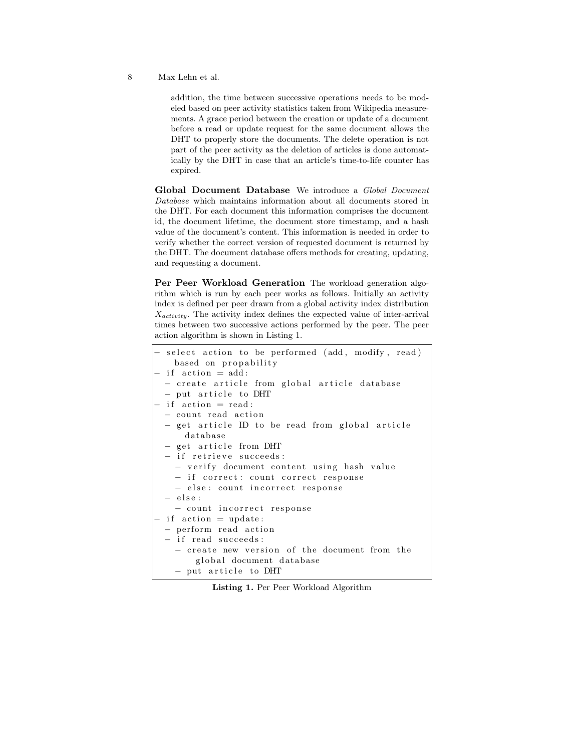addition, the time between successive operations needs to be modeled based on peer activity statistics taken from Wikipedia measurements. A grace period between the creation or update of a document before a read or update request for the same document allows the DHT to properly store the documents. The delete operation is not part of the peer activity as the deletion of articles is done automatically by the DHT in case that an article's time-to-life counter has expired.

**Global Document Database** We introduce a *Global Document Database* which maintains information about all documents stored in the DHT. For each document this information comprises the document id, the document lifetime, the document store timestamp, and a hash value of the document's content. This information is needed in order to verify whether the correct version of requested document is returned by the DHT. The document database offers methods for creating, updating, and requesting a document.

**Per Peer Workload Generation** The workload generation algorithm which is run by each peer works as follows. Initially an activity index is defined per peer drawn from a global activity index distribution $X_{activity}$. The activity index defines the expected value of inter-arrival times between two successive actions performed by the peer. The peer action algorithm is shown in Listing 1.

```
- select action to be performed (add, modify, read)
    based on propability
- if action = add:
  - create article from global article database
  - put article to DHT
- if action = read:
  - count read action
  - get article ID to be read from global article
      database
  - get article from DHT
  - if retrieve succeeds:
    - verify document content using hash value
    - if correct: count correct response
    - else: count incorrect response
  - else:
    - count incorrect response
- if action = update:
  - perform read action
  - if read succeeds:
    - create new version of the document from the
        global document database
    - put article to DHT
```

**Listing 1.** Per Peer Workload Algorithm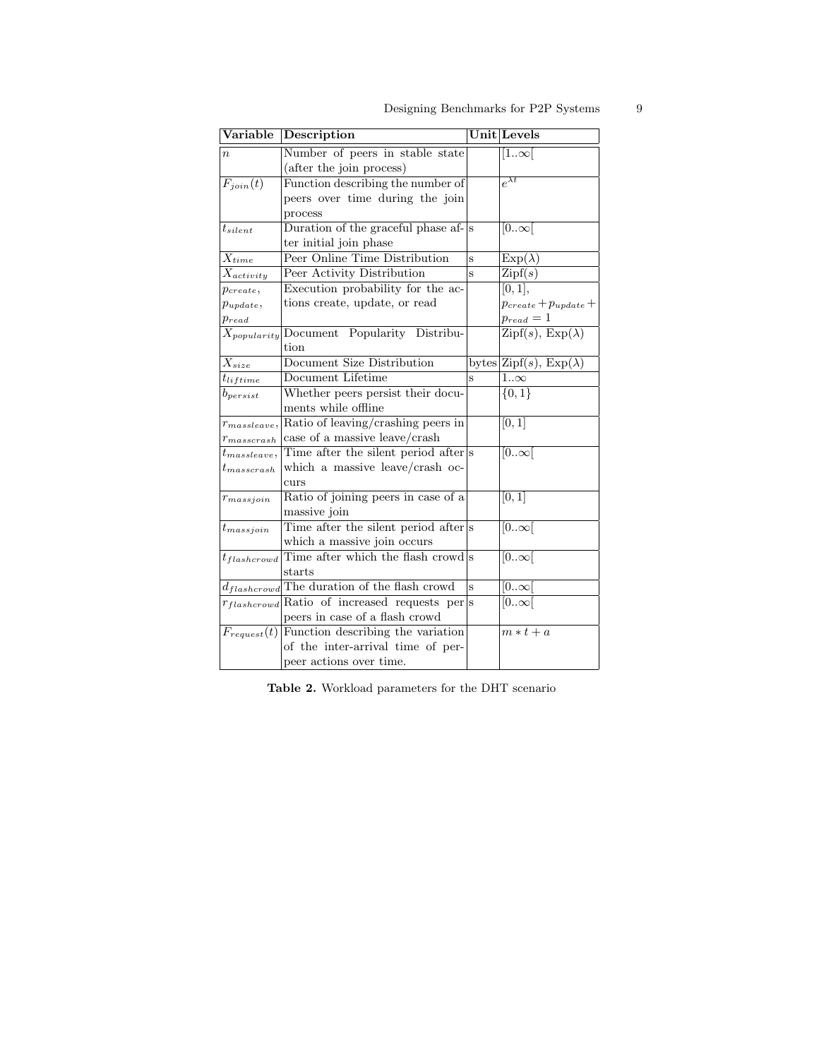| Variable | Description | Unit | Levels |
|---|---|---|---|
| $n$ | Number of peers in stable state (after the join process) | | $[1..\infty[$ |
| $F_{join}(t)$ | Function describing the number of peers over time during the join process | | $e^{\lambda t}$ |
| $t_{silent}$ | Duration of the graceful phase after initial join phase | s | $[0..\infty[$ |
| $X_{time}$ | Peer Online Time Distribution | s | $\text{Exp}(\lambda)$ |
| $X_{activity}$ | Peer Activity Distribution | s | $\text{Zipf}(s)$ |
| $p_{create}$, $p_{update}$, $p_{read}$ | Execution probability for the actions create, update, or read | | $[0,1]$, $p_{create}+p_{update}+p_{read}=1$ |
| $X_{popularity}$ | Document Popularity Distribution | | $\text{Zipf}(s)$, $\text{Exp}(\lambda)$ |
| $X_{size}$ | Document Size Distribution | bytes | $\text{Zipf}(s)$, $\text{Exp}(\lambda)$ |
| $t_{liftime}$ | Document Lifetime | s | $1..\infty$ |
| $b_{persist}$ | Whether peers persist their documents while offline | | $\{0,1\}$ |
| $r_{massleave}$, $r_{masscrash}$ | Ratio of leaving/crashing peers in case of a massive leave/crash | | $[0,1]$ |
| $t_{massleave}$, $t_{masscrash}$ | Time after the silent period after which a massive leave/crash occurs | s | $[0..\infty[$ |
| $r_{massjoin}$ | Ratio of joining peers in case of a massive join | | $[0,1]$ |
| $t_{massjoin}$ | Time after the silent period after which a massive join occurs | s | $[0..\infty[$ |
| $t_{flashcrowd}$ | Time after which the flash crowd starts | s | $[0..\infty[$ |
| $d_{flashcrowd}$ | The duration of the flash crowd | s | $[0..\infty[$ |
| $r_{flashcrowd}$ | Ratio of increased requests per peers in case of a flash crowd | s | $[0..\infty[$ |
| $F_{request}(t)$ | Function describing the variation of the inter-arrival time of per-peer actions over time. | | $m*t+a$ |

**Table 2.** Workload parameters for the DHT scenario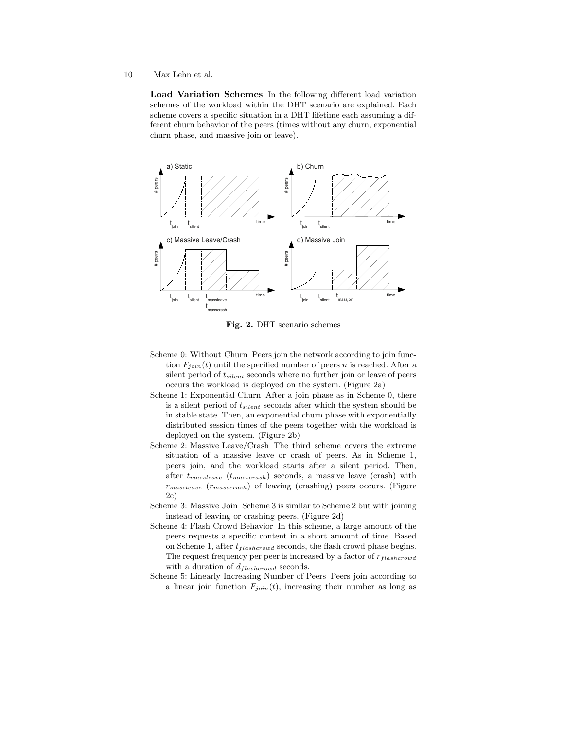**Load Variation Schemes** In the following different load variation schemes of the workload within the DHT scenario are explained. Each scheme covers a specific situation in a DHT lifetime each assuming a different churn behavior of the peers (times without any churn, exponential churn phase, and massive join or leave).

**Fig. 2.** DHT scenario schemes

Scheme 0: Without Churn Peers join the network according to join function $F_{join}(t)$ until the specified number of peers $n$ is reached. After a silent period of $t_{silent}$ seconds where no further join or leave of peers occurs the workload is deployed on the system. (Figure 2a)

Scheme 1: Exponential Churn After a join phase as in Scheme 0, there is a silent period of $t_{silent}$ seconds after which the system should be in stable state. Then, an exponential churn phase with exponentially distributed session times of the peers together with the workload is deployed on the system. (Figure 2b)

Scheme 2: Massive Leave/Crash The third scheme covers the extreme situation of a massive leave or crash of peers. As in Scheme 1, peers join, and the workload starts after a silent period. Then, after $t_{massleave}$ ($t_{masscrash}$) seconds, a massive leave (crash) with $r_{massleave}$ ($r_{masscrash}$) of leaving (crashing) peers occurs. (Figure 2c)

Scheme 3: Massive Join Scheme 3 is similar to Scheme 2 but with joining instead of leaving or crashing peers. (Figure 2d)

Scheme 4: Flash Crowd Behavior In this scheme, a large amount of the peers requests a specific content in a short amount of time. Based on Scheme 1, after $t_{flashcrowd}$ seconds, the flash crowd phase begins. The request frequency per peer is increased by a factor of $r_{flashcrowd}$ with a duration of $d_{flashcrowd}$ seconds.

Scheme 5: Linearly Increasing Number of Peers Peers join according to a linear join function $F_{join}(t)$, increasing their number as long as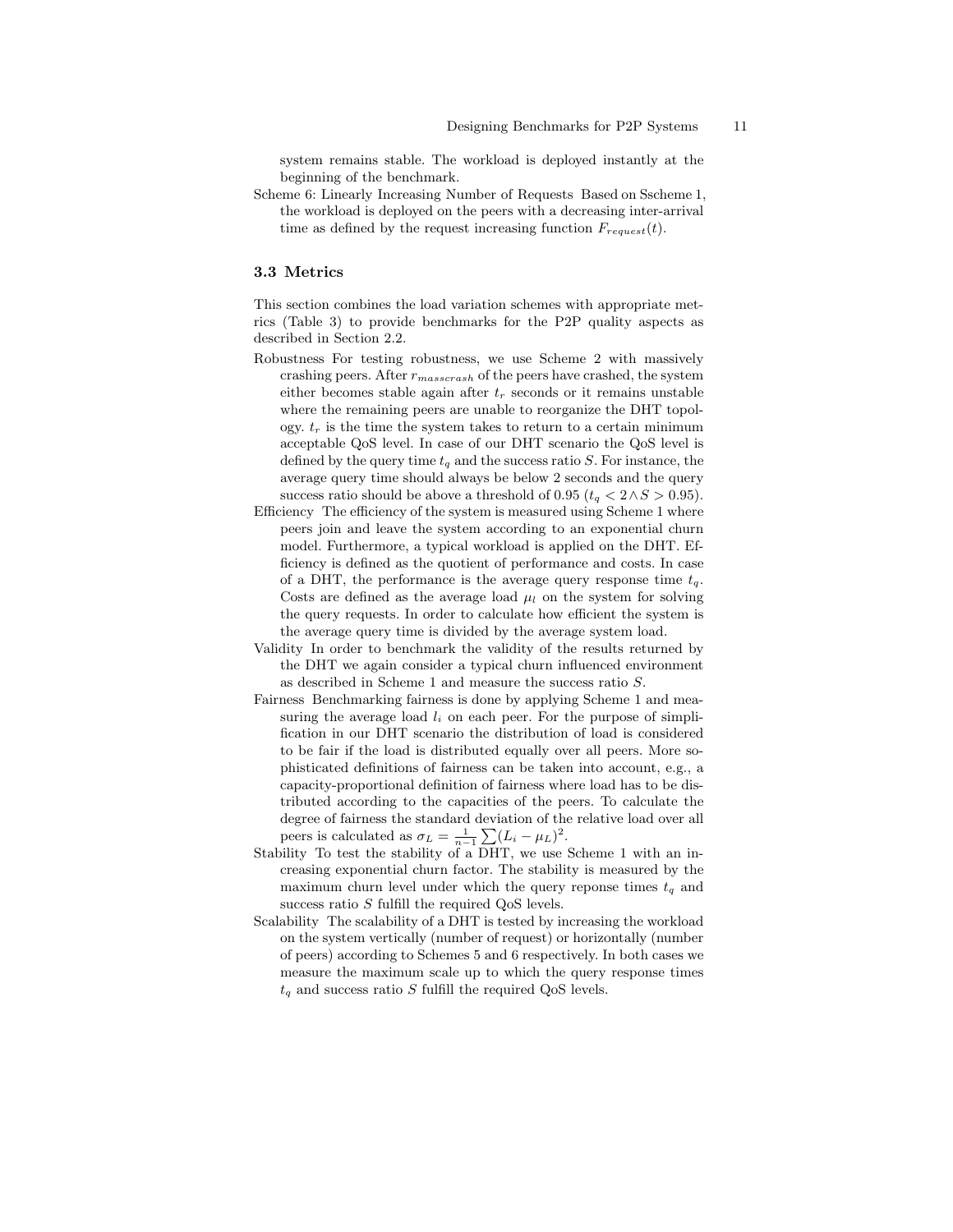system remains stable. The workload is deployed instantly at the beginning of the benchmark.

Scheme 6: Linearly Increasing Number of Requests Based on Sscheme 1, the workload is deployed on the peers with a decreasing inter-arrival time as defined by the request increasing function $F_{request}(t)$.

### 3.3 Metrics

This section combines the load variation schemes with appropriate metrics (Table 3) to provide benchmarks for the P2P quality aspects as described in Section 2.2.

Robustness For testing robustness, we use Scheme 2 with massively crashing peers. After $r_{masscrash}$ of the peers have crashed, the system either becomes stable again after $t_r$ seconds or it remains unstable where the remaining peers are unable to reorganize the DHT topology. $t_r$ is the time the system takes to return to a certain minimum acceptable QoS level. In case of our DHT scenario the QoS level is defined by the query time $t_q$ and the success ratio $S$. For instance, the average query time should always be below 2 seconds and the query success ratio should be above a threshold of 0.95 ($t_q < 2 \wedge S > 0.95$).

Efficiency The efficiency of the system is measured using Scheme 1 where peers join and leave the system according to an exponential churn model. Furthermore, a typical workload is applied on the DHT. Efficiency is defined as the quotient of performance and costs. In case of a DHT, the performance is the average query response time $t_q$. Costs are defined as the average load $\mu_l$ on the system for solving the query requests. In order to calculate how efficient the system is the average query time is divided by the average system load.

Validity In order to benchmark the validity of the results returned by the DHT we again consider a typical churn influenced environment as described in Scheme 1 and measure the success ratio $S$.

Fairness Benchmarking fairness is done by applying Scheme 1 and measuring the average load $l_i$ on each peer. For the purpose of simplification in our DHT scenario the distribution of load is considered to be fair if the load is distributed equally over all peers. More sophisticated definitions of fairness can be taken into account, e.g., a capacity-proportional definition of fairness where load has to be distributed according to the capacities of the peers. To calculate the degree of fairness the standard deviation of the relative load over all peers is calculated as $\sigma_L = \frac{1}{n-1} \sum (L_i - \mu_L)^2$.

Stability To test the stability of a DHT, we use Scheme 1 with an increasing exponential churn factor. The stability is measured by the maximum churn level under which the query reponse times $t_q$ and success ratio $S$ fulfill the required QoS levels.

Scalability The scalability of a DHT is tested by increasing the workload on the system vertically (number of request) or horizontally (number of peers) according to Schemes 5 and 6 respectively. In both cases we measure the maximum scale up to which the query response times $t_q$ and success ratio $S$ fulfill the required QoS levels.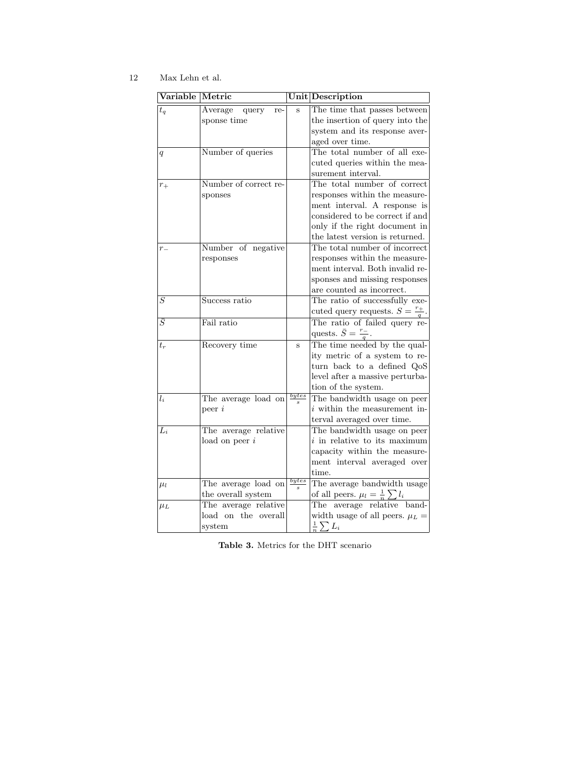| Variable | Metric | Unit | Description |
| --- | --- | --- | --- |
| $t_q$ | Average query response time | s | The time that passes between the insertion of query into the system and its response averaged over time. |
| $q$ | Number of queries | | The total number of all executed queries within the measurement interval. |
| $r_+$ | Number of correct responses | | The total number of correct responses within the measurement interval. A response is considered to be correct if and only if the right document in the latest version is returned. |
| $r_-$ | Number of negative responses | | The total number of incorrect responses within the measurement interval. Both invalid responses and missing responses are counted as incorrect. |
| $S$ | Success ratio | | The ratio of successfully executed query requests. $S = \frac{r_+}{q}$. |
| $\bar{S}$ | Fail ratio | | The ratio of failed query requests. $\bar{S} = \frac{r_-}{q}$. |
| $t_r$ | Recovery time | s | The time needed by the quality metric of a system to return back to a defined QoS level after a massive perturbation of the system. |
| $l_i$ | The average load on peer $i$ | $\frac{bytes}{s}$ | The bandwidth usage on peer $i$ within the measurement interval averaged over time. |
| $L_i$ | The average relative load on peer $i$ | | The bandwidth usage on peer $i$ in relative to its maximum capacity within the measurement interval averaged over time. |
| $\mu_l$ | The average load on the overall system | $\frac{bytes}{s}$ | The average bandwidth usage of all peers. $\mu_l = \frac{1}{n}\sum l_i$ |
| $\mu_L$ | The average relative load on the overall system | | The average relative bandwidth usage of all peers. $\mu_L = \frac{1}{n}\sum L_i$ |

**Table 3.** Metrics for the DHT scenario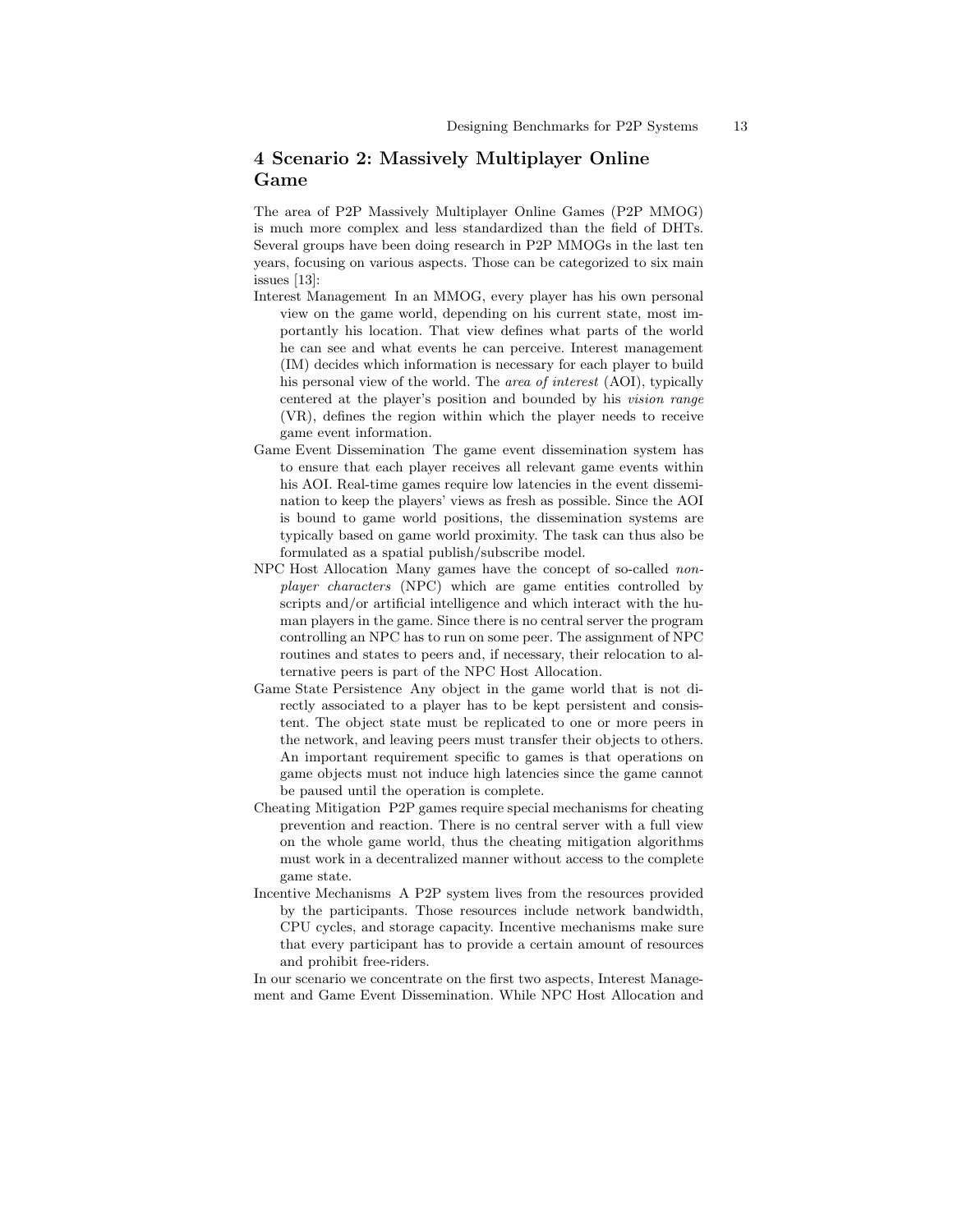## 4 Scenario 2: Massively Multiplayer Online Game

The area of P2P Massively Multiplayer Online Games (P2P MMOG) is much more complex and less standardized than the field of DHTs. Several groups have been doing research in P2P MMOGs in the last ten years, focusing on various aspects. Those can be categorized to six main issues [13]:

Interest Management In an MMOG, every player has his own personal view on the game world, depending on his current state, most importantly his location. That view defines what parts of the world he can see and what events he can perceive. Interest management (IM) decides which information is necessary for each player to build his personal view of the world. The *area of interest* (AOI), typically centered at the player's position and bounded by his *vision range* (VR), defines the region within which the player needs to receive game event information.

Game Event Dissemination The game event dissemination system has to ensure that each player receives all relevant game events within his AOI. Real-time games require low latencies in the event dissemination to keep the players' views as fresh as possible. Since the AOI is bound to game world positions, the dissemination systems are typically based on game world proximity. The task can thus also be formulated as a spatial publish/subscribe model.

NPC Host Allocation Many games have the concept of so-called *non-player characters* (NPC) which are game entities controlled by scripts and/or artificial intelligence and which interact with the human players in the game. Since there is no central server the program controlling an NPC has to run on some peer. The assignment of NPC routines and states to peers and, if necessary, their relocation to alternative peers is part of the NPC Host Allocation.

Game State Persistence Any object in the game world that is not directly associated to a player has to be kept persistent and consistent. The object state must be replicated to one or more peers in the network, and leaving peers must transfer their objects to others. An important requirement specific to games is that operations on game objects must not induce high latencies since the game cannot be paused until the operation is complete.

Cheating Mitigation P2P games require special mechanisms for cheating prevention and reaction. There is no central server with a full view on the whole game world, thus the cheating mitigation algorithms must work in a decentralized manner without access to the complete game state.

Incentive Mechanisms A P2P system lives from the resources provided by the participants. Those resources include network bandwidth, CPU cycles, and storage capacity. Incentive mechanisms make sure that every participant has to provide a certain amount of resources and prohibit free-riders.

In our scenario we concentrate on the first two aspects, Interest Management and Game Event Dissemination. While NPC Host Allocation and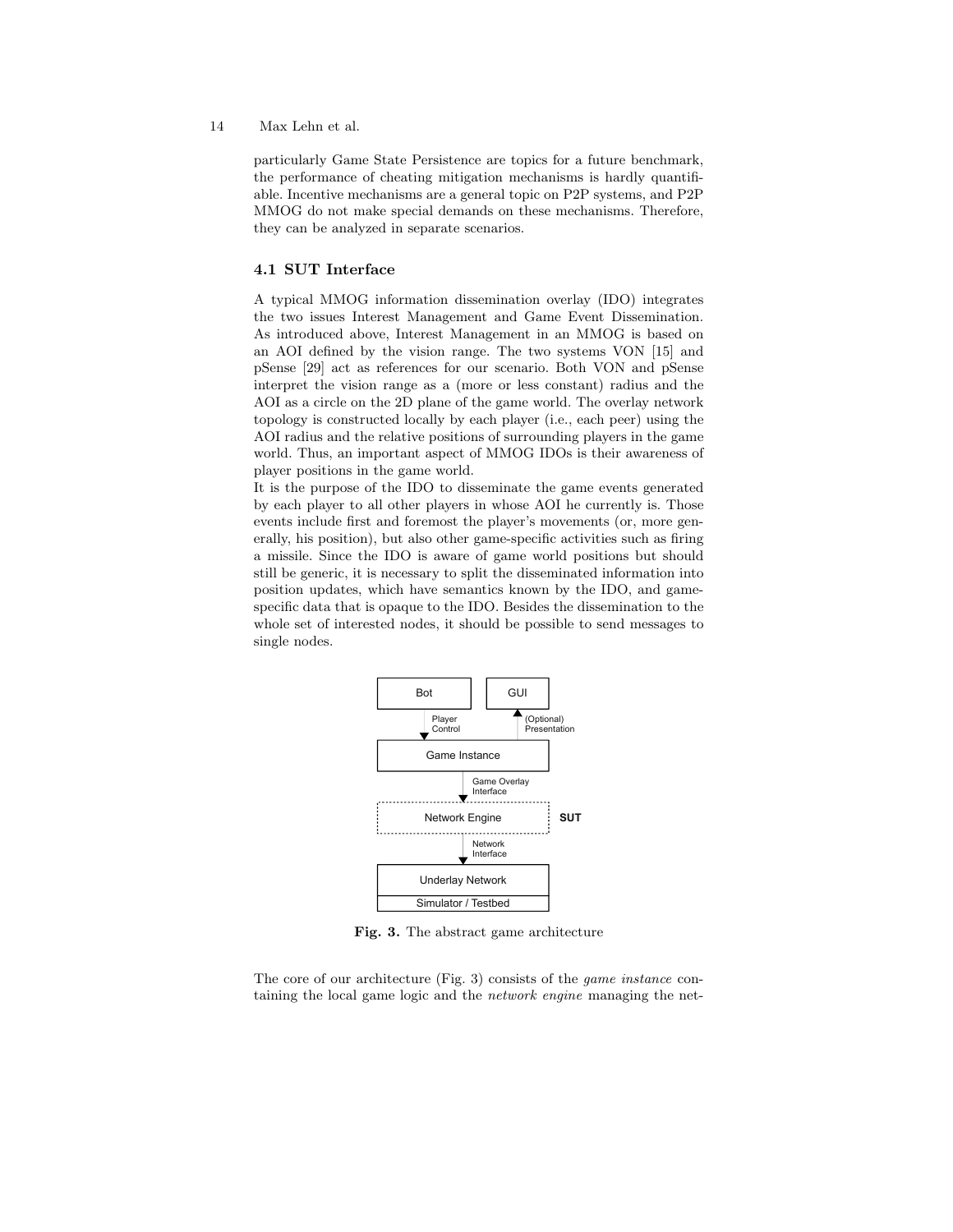particularly Game State Persistence are topics for a future benchmark, the performance of cheating mitigation mechanisms is hardly quantifiable. Incentive mechanisms are a general topic on P2P systems, and P2P MMOG do not make special demands on these mechanisms. Therefore, they can be analyzed in separate scenarios.

### 4.1 SUT Interface

A typical MMOG information dissemination overlay (IDO) integrates the two issues Interest Management and Game Event Dissemination. As introduced above, Interest Management in an MMOG is based on an AOI defined by the vision range. The two systems VON [15] and pSense [29] act as references for our scenario. Both VON and pSense interpret the vision range as a (more or less constant) radius and the AOI as a circle on the 2D plane of the game world. The overlay network topology is constructed locally by each player (i.e., each peer) using the AOI radius and the relative positions of surrounding players in the game world. Thus, an important aspect of MMOG IDOs is their awareness of player positions in the game world.

It is the purpose of the IDO to disseminate the game events generated by each player to all other players in whose AOI he currently is. Those events include first and foremost the player's movements (or, more generally, his position), but also other game-specific activities such as firing a missile. Since the IDO is aware of game world positions but should still be generic, it is necessary to split the disseminated information into position updates, which have semantics known by the IDO, and game-specific data that is opaque to the IDO. Besides the dissemination to the whole set of interested nodes, it should be possible to send messages to single nodes.

**Fig. 3.** The abstract game architecture

The core of our architecture (Fig. 3) consists of the *game instance* containing the local game logic and the *network engine* managing the net-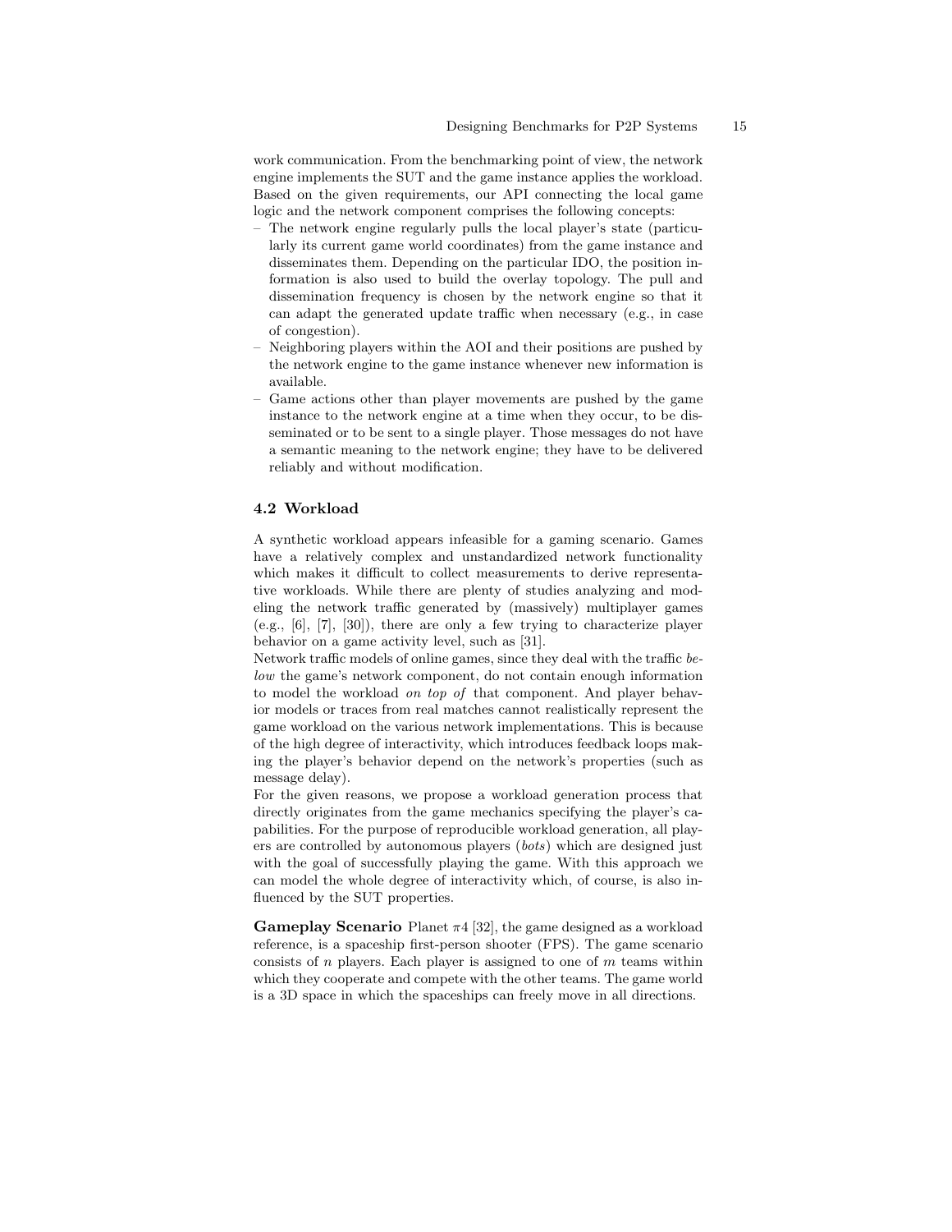work communication. From the benchmarking point of view, the network engine implements the SUT and the game instance applies the workload. Based on the given requirements, our API connecting the local game logic and the network component comprises the following concepts:

- The network engine regularly pulls the local player's state (particularly its current game world coordinates) from the game instance and disseminates them. Depending on the particular IDO, the position information is also used to build the overlay topology. The pull and dissemination frequency is chosen by the network engine so that it can adapt the generated update traffic when necessary (e.g., in case of congestion).
- Neighboring players within the AOI and their positions are pushed by the network engine to the game instance whenever new information is available.
- Game actions other than player movements are pushed by the game instance to the network engine at a time when they occur, to be disseminated or to be sent to a single player. Those messages do not have a semantic meaning to the network engine; they have to be delivered reliably and without modification.

### 4.2 Workload

A synthetic workload appears infeasible for a gaming scenario. Games have a relatively complex and unstandardized network functionality which makes it difficult to collect measurements to derive representative workloads. While there are plenty of studies analyzing and modeling the network traffic generated by (massively) multiplayer games (e.g., [6], [7], [30]), there are only a few trying to characterize player behavior on a game activity level, such as [31].

Network traffic models of online games, since they deal with the traffic *below* the game's network component, do not contain enough information to model the workload *on top of* that component. And player behavior models or traces from real matches cannot realistically represent the game workload on the various network implementations. This is because of the high degree of interactivity, which introduces feedback loops making the player's behavior depend on the network's properties (such as message delay).

For the given reasons, we propose a workload generation process that directly originates from the game mechanics specifying the player's capabilities. For the purpose of reproducible workload generation, all players are controlled by autonomous players (*bots*) which are designed just with the goal of successfully playing the game. With this approach we can model the whole degree of interactivity which, of course, is also influenced by the SUT properties.

**Gameplay Scenario** Planet $\pi 4$ [32], the game designed as a workload reference, is a spaceship first-person shooter (FPS). The game scenario consists of $n$ players. Each player is assigned to one of $m$ teams within which they cooperate and compete with the other teams. The game world is a 3D space in which the spaceships can freely move in all directions.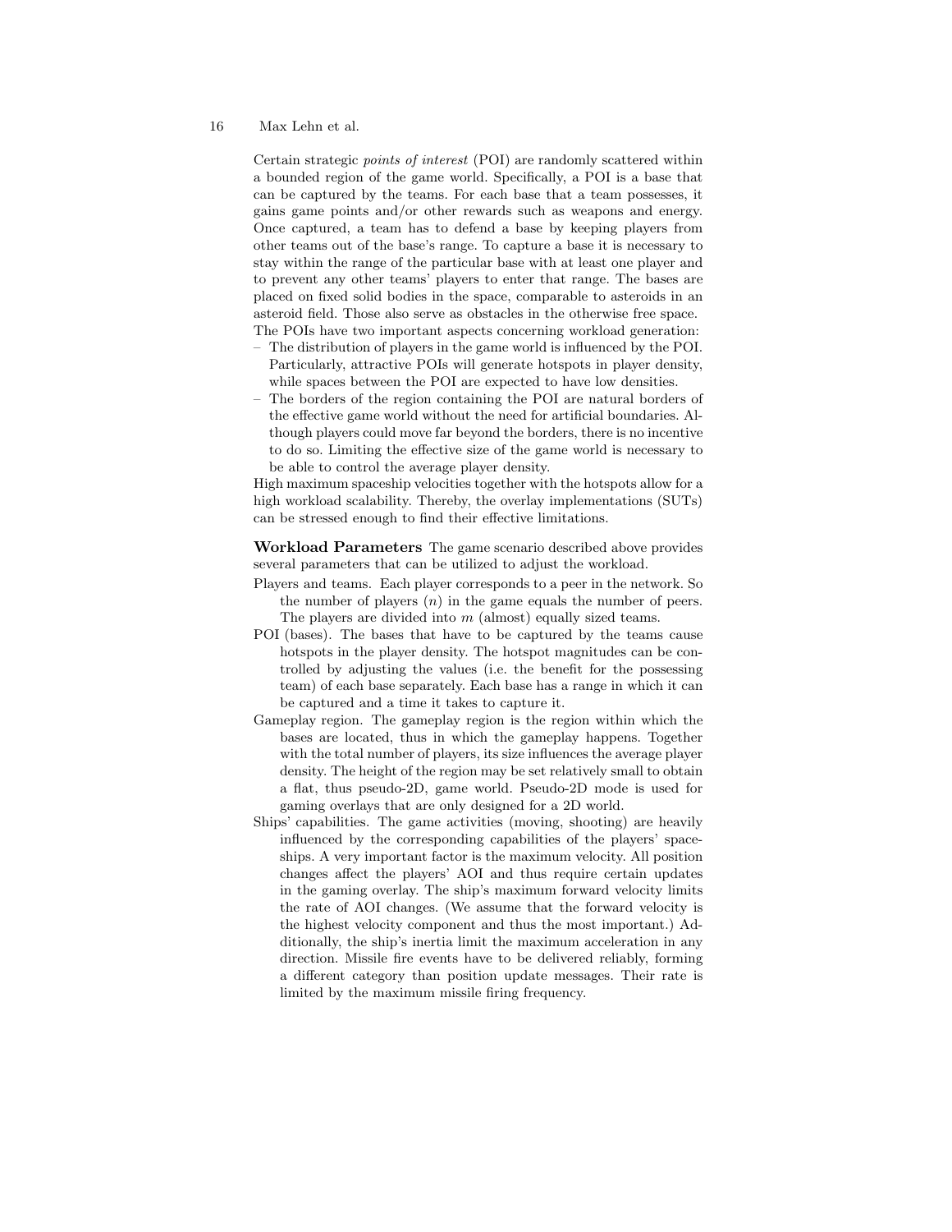Certain strategic *points of interest* (POI) are randomly scattered within a bounded region of the game world. Specifically, a POI is a base that can be captured by the teams. For each base that a team possesses, it gains game points and/or other rewards such as weapons and energy. Once captured, a team has to defend a base by keeping players from other teams out of the base's range. To capture a base it is necessary to stay within the range of the particular base with at least one player and to prevent any other teams' players to enter that range. The bases are placed on fixed solid bodies in the space, comparable to asteroids in an asteroid field. Those also serve as obstacles in the otherwise free space. The POIs have two important aspects concerning workload generation:

- The distribution of players in the game world is influenced by the POI. Particularly, attractive POIs will generate hotspots in player density, while spaces between the POI are expected to have low densities.
- The borders of the region containing the POI are natural borders of the effective game world without the need for artificial boundaries. Although players could move far beyond the borders, there is no incentive to do so. Limiting the effective size of the game world is necessary to be able to control the average player density.

High maximum spaceship velocities together with the hotspots allow for a high workload scalability. Thereby, the overlay implementations (SUTs) can be stressed enough to find their effective limitations.

**Workload Parameters** The game scenario described above provides several parameters that can be utilized to adjust the workload.

Players and teams. Each player corresponds to a peer in the network. So the number of players ($n$) in the game equals the number of peers. The players are divided into $m$ (almost) equally sized teams.

POI (bases). The bases that have to be captured by the teams cause hotspots in the player density. The hotspot magnitudes can be controlled by adjusting the values (i.e. the benefit for the possessing team) of each base separately. Each base has a range in which it can be captured and a time it takes to capture it.

Gameplay region. The gameplay region is the region within which the bases are located, thus in which the gameplay happens. Together with the total number of players, its size influences the average player density. The height of the region may be set relatively small to obtain a flat, thus pseudo-2D, game world. Pseudo-2D mode is used for gaming overlays that are only designed for a 2D world.

Ships' capabilities. The game activities (moving, shooting) are heavily influenced by the corresponding capabilities of the players' spaceships. A very important factor is the maximum velocity. All position changes affect the players' AOI and thus require certain updates in the gaming overlay. The ship's maximum forward velocity limits the rate of AOI changes. (We assume that the forward velocity is the highest velocity component and thus the most important.) Additionally, the ship's inertia limit the maximum acceleration in any direction. Missile fire events have to be delivered reliably, forming a different category than position update messages. Their rate is limited by the maximum missile firing frequency.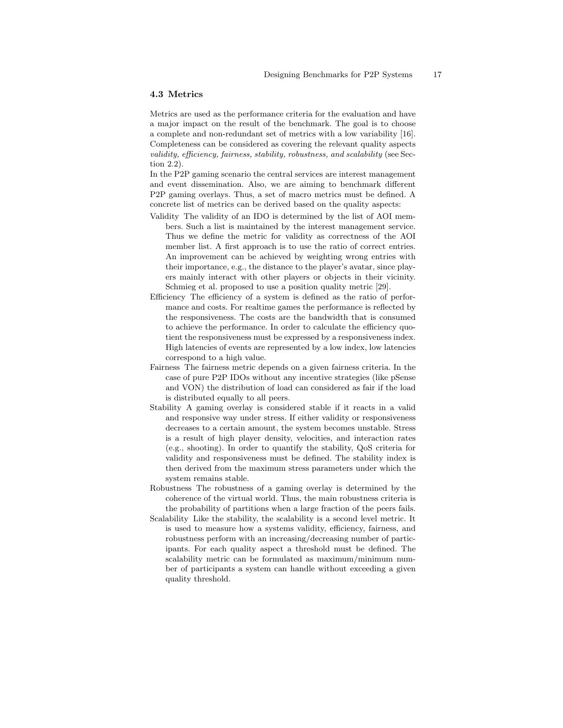### 4.3 Metrics

Metrics are used as the performance criteria for the evaluation and have a major impact on the result of the benchmark. The goal is to choose a complete and non-redundant set of metrics with a low variability [16]. Completeness can be considered as covering the relevant quality aspects *validity, efficiency, fairness, stability, robustness, and scalability* (see Section 2.2).

In the P2P gaming scenario the central services are interest management and event dissemination. Also, we are aiming to benchmark different P2P gaming overlays. Thus, a set of macro metrics must be defined. A concrete list of metrics can be derived based on the quality aspects:

Validity The validity of an IDO is determined by the list of AOI members. Such a list is maintained by the interest management service. Thus we define the metric for validity as correctness of the AOI member list. A first approach is to use the ratio of correct entries. An improvement can be achieved by weighting wrong entries with their importance, e.g., the distance to the player's avatar, since players mainly interact with other players or objects in their vicinity. Schmieg et al. proposed to use a position quality metric [29].

Efficiency The efficiency of a system is defined as the ratio of performance and costs. For realtime games the performance is reflected by the responsiveness. The costs are the bandwidth that is consumed to achieve the performance. In order to calculate the efficiency quotient the responsiveness must be expressed by a responsiveness index. High latencies of events are represented by a low index, low latencies correspond to a high value.

Fairness The fairness metric depends on a given fairness criteria. In the case of pure P2P IDOs without any incentive strategies (like pSense and VON) the distribution of load can considered as fair if the load is distributed equally to all peers.

Stability A gaming overlay is considered stable if it reacts in a valid and responsive way under stress. If either validity or responsiveness decreases to a certain amount, the system becomes unstable. Stress is a result of high player density, velocities, and interaction rates (e.g., shooting). In order to quantify the stability, QoS criteria for validity and responsiveness must be defined. The stability index is then derived from the maximum stress parameters under which the system remains stable.

Robustness The robustness of a gaming overlay is determined by the coherence of the virtual world. Thus, the main robustness criteria is the probability of partitions when a large fraction of the peers fails.

Scalability Like the stability, the scalability is a second level metric. It is used to measure how a systems validity, efficiency, fairness, and robustness perform with an increasing/decreasing number of participants. For each quality aspect a threshold must be defined. The scalability metric can be formulated as maximum/minimum number of participants a system can handle without exceeding a given quality threshold.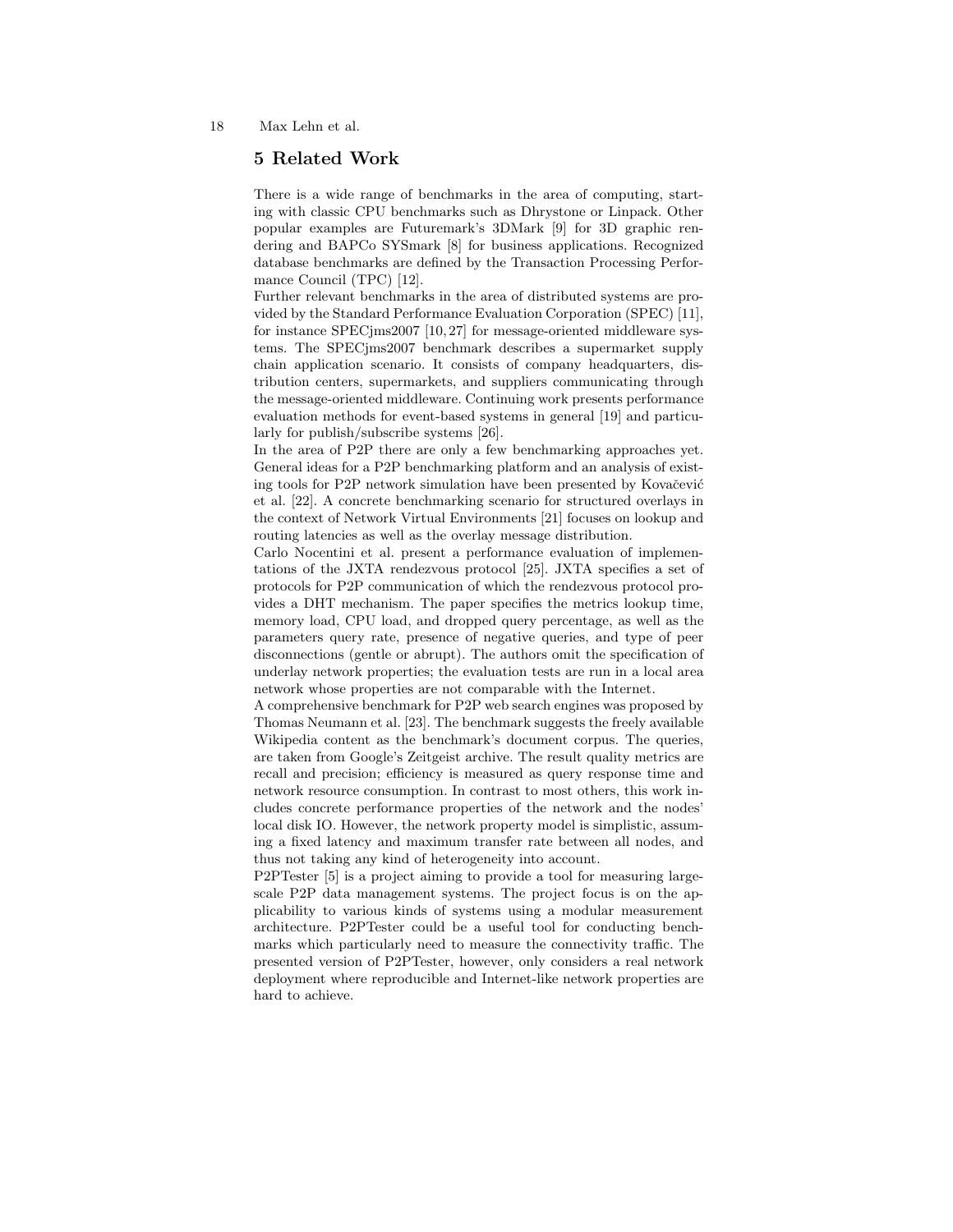## 5 Related Work

There is a wide range of benchmarks in the area of computing, starting with classic CPU benchmarks such as Dhrystone or Linpack. Other popular examples are Futuremark's 3DMark [9] for 3D graphic rendering and BAPCo SYSmark [8] for business applications. Recognized database benchmarks are defined by the Transaction Processing Performance Council (TPC) [12].

Further relevant benchmarks in the area of distributed systems are provided by the Standard Performance Evaluation Corporation (SPEC) [11], for instance SPECjms2007 [10, 27] for message-oriented middleware systems. The SPECjms2007 benchmark describes a supermarket supply chain application scenario. It consists of company headquarters, distribution centers, supermarkets, and suppliers communicating through the message-oriented middleware. Continuing work presents performance evaluation methods for event-based systems in general [19] and particularly for publish/subscribe systems [26].

In the area of P2P there are only a few benchmarking approaches yet. General ideas for a P2P benchmarking platform and an analysis of existing tools for P2P network simulation have been presented by Kovačević et al. [22]. A concrete benchmarking scenario for structured overlays in the context of Network Virtual Environments [21] focuses on lookup and routing latencies as well as the overlay message distribution.

Carlo Nocentini et al. present a performance evaluation of implementations of the JXTA rendezvous protocol [25]. JXTA specifies a set of protocols for P2P communication of which the rendezvous protocol provides a DHT mechanism. The paper specifies the metrics lookup time, memory load, CPU load, and dropped query percentage, as well as the parameters query rate, presence of negative queries, and type of peer disconnections (gentle or abrupt). The authors omit the specification of underlay network properties; the evaluation tests are run in a local area network whose properties are not comparable with the Internet.

A comprehensive benchmark for P2P web search engines was proposed by Thomas Neumann et al. [23]. The benchmark suggests the freely available Wikipedia content as the benchmark's document corpus. The queries, are taken from Google's Zeitgeist archive. The result quality metrics are recall and precision; efficiency is measured as query response time and network resource consumption. In contrast to most others, this work includes concrete performance properties of the network and the nodes' local disk IO. However, the network property model is simplistic, assuming a fixed latency and maximum transfer rate between all nodes, and thus not taking any kind of heterogeneity into account.

P2PTester [5] is a project aiming to provide a tool for measuring large-scale P2P data management systems. The project focus is on the applicability to various kinds of systems using a modular measurement architecture. P2PTester could be a useful tool for conducting benchmarks which particularly need to measure the connectivity traffic. The presented version of P2PTester, however, only considers a real network deployment where reproducible and Internet-like network properties are hard to achieve.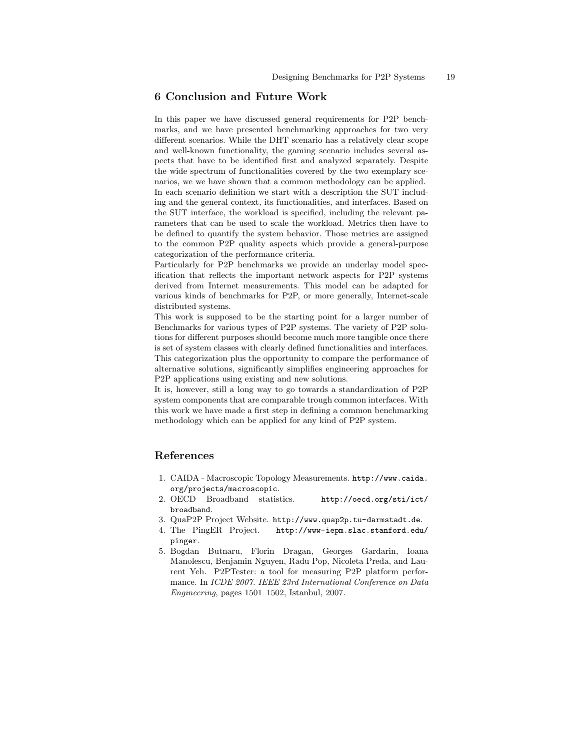## 6 Conclusion and Future Work

In this paper we have discussed general requirements for P2P benchmarks, and we have presented benchmarking approaches for two very different scenarios. While the DHT scenario has a relatively clear scope and well-known functionality, the gaming scenario includes several aspects that have to be identified first and analyzed separately. Despite the wide spectrum of functionalities covered by the two exemplary scenarios, we we have shown that a common methodology can be applied. In each scenario definition we start with a description the SUT including and the general context, its functionalities, and interfaces. Based on the SUT interface, the workload is specified, including the relevant parameters that can be used to scale the workload. Metrics then have to be defined to quantify the system behavior. Those metrics are assigned to the common P2P quality aspects which provide a general-purpose categorization of the performance criteria.
Particularly for P2P benchmarks we provide an underlay model specification that reflects the important network aspects for P2P systems derived from Internet measurements. This model can be adapted for various kinds of benchmarks for P2P, or more generally, Internet-scale distributed systems.
This work is supposed to be the starting point for a larger number of Benchmarks for various types of P2P systems. The variety of P2P solutions for different purposes should become much more tangible once there is set of system classes with clearly defined functionalities and interfaces. This categorization plus the opportunity to compare the performance of alternative solutions, significantly simplifies engineering approaches for P2P applications using existing and new solutions.
It is, however, still a long way to go towards a standardization of P2P system components that are comparable trough common interfaces. With this work we have made a first step in defining a common benchmarking methodology which can be applied for any kind of P2P system.

## References

1. CAIDA - Macroscopic Topology Measurements. `http://www.caida.org/projects/macroscopic`.
2. OECD Broadband statistics. `http://oecd.org/sti/ict/broadband`.
3. QuaP2P Project Website. `http://www.quap2p.tu-darmstadt.de`.
4. The PingER Project. `http://www-iepm.slac.stanford.edu/pinger`.
5. Bogdan Butnaru, Florin Dragan, Georges Gardarin, Ioana Manolescu, Benjamin Nguyen, Radu Pop, Nicoleta Preda, and Laurent Yeh. P2PTester: a tool for measuring P2P platform performance. In *ICDE 2007. IEEE 23rd International Conference on Data Engineering*, pages 1501–1502, Istanbul, 2007.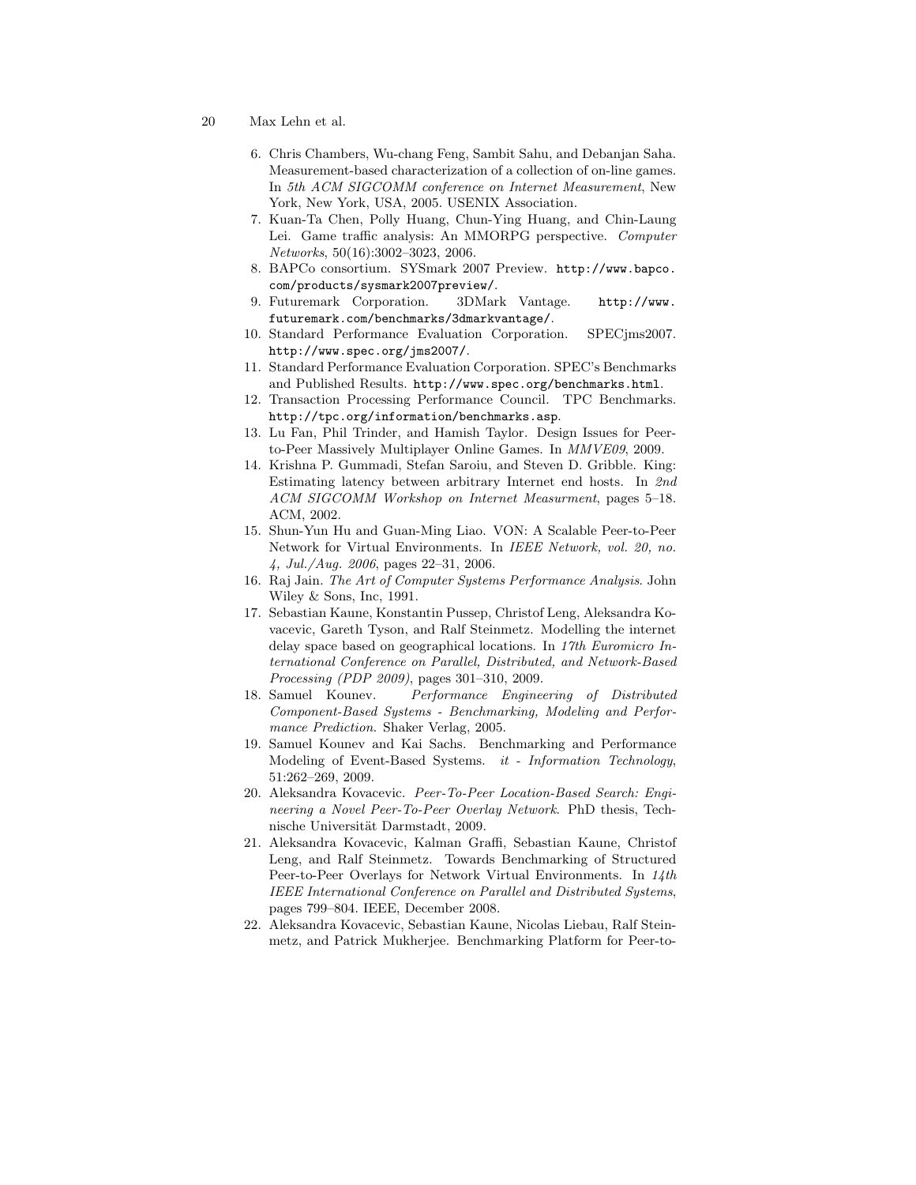6. Chris Chambers, Wu-chang Feng, Sambit Sahu, and Debanjan Saha. Measurement-based characterization of a collection of on-line games. In *5th ACM SIGCOMM conference on Internet Measurement*, New York, New York, USA, 2005. USENIX Association.
7. Kuan-Ta Chen, Polly Huang, Chun-Ying Huang, and Chin-Laung Lei. Game traffic analysis: An MMORPG perspective. *Computer Networks*, 50(16):3002–3023, 2006.
8. BAPCo consortium. SYSmark 2007 Preview. `http://www.bapco.com/products/sysmark2007preview/`.
9. Futuremark Corporation. 3DMark Vantage. `http://www.futuremark.com/benchmarks/3dmarkvantage/`.
10. Standard Performance Evaluation Corporation. SPECjms2007. `http://www.spec.org/jms2007/`.
11. Standard Performance Evaluation Corporation. SPEC's Benchmarks and Published Results. `http://www.spec.org/benchmarks.html`.
12. Transaction Processing Performance Council. TPC Benchmarks. `http://tpc.org/information/benchmarks.asp`.
13. Lu Fan, Phil Trinder, and Hamish Taylor. Design Issues for Peer-to-Peer Massively Multiplayer Online Games. In *MMVE09*, 2009.
14. Krishna P. Gummadi, Stefan Saroiu, and Steven D. Gribble. King: Estimating latency between arbitrary Internet end hosts. In *2nd ACM SIGCOMM Workshop on Internet Measurment*, pages 5–18. ACM, 2002.
15. Shun-Yun Hu and Guan-Ming Liao. VON: A Scalable Peer-to-Peer Network for Virtual Environments. In *IEEE Network, vol. 20, no. 4, Jul./Aug. 2006*, pages 22–31, 2006.
16. Raj Jain. *The Art of Computer Systems Performance Analysis*. John Wiley & Sons, Inc, 1991.
17. Sebastian Kaune, Konstantin Pussep, Christof Leng, Aleksandra Kovacevic, Gareth Tyson, and Ralf Steinmetz. Modelling the internet delay space based on geographical locations. In *17th Euromicro International Conference on Parallel, Distributed, and Network-Based Processing (PDP 2009)*, pages 301–310, 2009.
18. Samuel Kounev. *Performance Engineering of Distributed Component-Based Systems - Benchmarking, Modeling and Performance Prediction*. Shaker Verlag, 2005.
19. Samuel Kounev and Kai Sachs. Benchmarking and Performance Modeling of Event-Based Systems. *it - Information Technology*, 51:262–269, 2009.
20. Aleksandra Kovacevic. *Peer-To-Peer Location-Based Search: Engineering a Novel Peer-To-Peer Overlay Network*. PhD thesis, Technische Universität Darmstadt, 2009.
21. Aleksandra Kovacevic, Kalman Graffi, Sebastian Kaune, Christof Leng, and Ralf Steinmetz. Towards Benchmarking of Structured Peer-to-Peer Overlays for Network Virtual Environments. In *14th IEEE International Conference on Parallel and Distributed Systems*, pages 799–804. IEEE, December 2008.
22. Aleksandra Kovacevic, Sebastian Kaune, Nicolas Liebau, Ralf Steinmetz, and Patrick Mukherjee. Benchmarking Platform for Peer-to-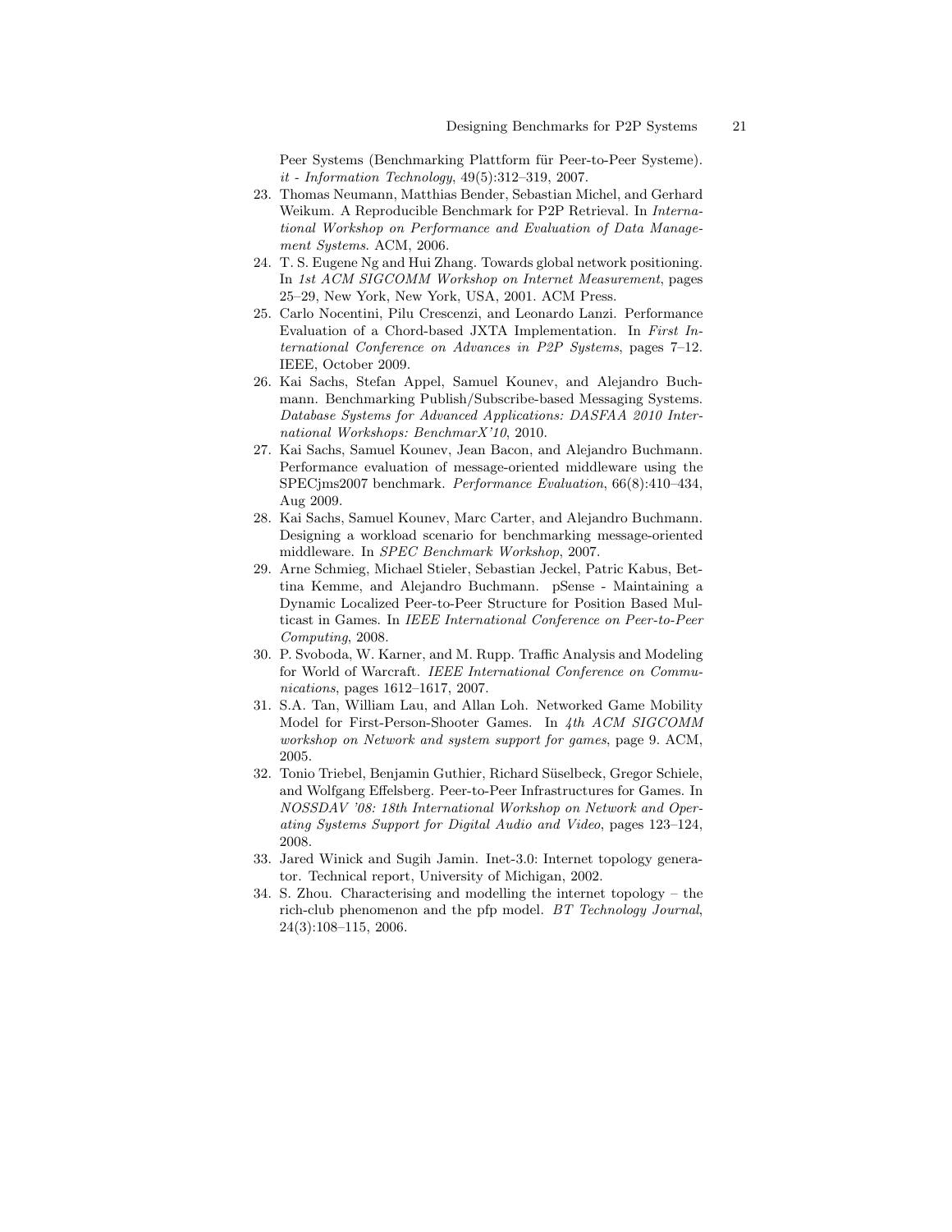Peer Systems (Benchmarking Plattform für Peer-to-Peer Systeme). *it - Information Technology*, 49(5):312–319, 2007.

23. Thomas Neumann, Matthias Bender, Sebastian Michel, and Gerhard Weikum. A Reproducible Benchmark for P2P Retrieval. In *International Workshop on Performance and Evaluation of Data Management Systems*. ACM, 2006.
24. T. S. Eugene Ng and Hui Zhang. Towards global network positioning. In *1st ACM SIGCOMM Workshop on Internet Measurement*, pages 25–29, New York, New York, USA, 2001. ACM Press.
25. Carlo Nocentini, Pilu Crescenzi, and Leonardo Lanzi. Performance Evaluation of a Chord-based JXTA Implementation. In *First International Conference on Advances in P2P Systems*, pages 7–12. IEEE, October 2009.
26. Kai Sachs, Stefan Appel, Samuel Kounev, and Alejandro Buchmann. Benchmarking Publish/Subscribe-based Messaging Systems. *Database Systems for Advanced Applications: DASFAA 2010 International Workshops: BenchmarX'10*, 2010.
27. Kai Sachs, Samuel Kounev, Jean Bacon, and Alejandro Buchmann. Performance evaluation of message-oriented middleware using the SPECjms2007 benchmark. *Performance Evaluation*, 66(8):410–434, Aug 2009.
28. Kai Sachs, Samuel Kounev, Marc Carter, and Alejandro Buchmann. Designing a workload scenario for benchmarking message-oriented middleware. In *SPEC Benchmark Workshop*, 2007.
29. Arne Schmieg, Michael Stieler, Sebastian Jeckel, Patric Kabus, Bettina Kemme, and Alejandro Buchmann. pSense - Maintaining a Dynamic Localized Peer-to-Peer Structure for Position Based Multicast in Games. In *IEEE International Conference on Peer-to-Peer Computing*, 2008.
30. P. Svoboda, W. Karner, and M. Rupp. Traffic Analysis and Modeling for World of Warcraft. *IEEE International Conference on Communications*, pages 1612–1617, 2007.
31. S.A. Tan, William Lau, and Allan Loh. Networked Game Mobility Model for First-Person-Shooter Games. In *4th ACM SIGCOMM workshop on Network and system support for games*, page 9. ACM, 2005.
32. Tonio Triebel, Benjamin Guthier, Richard Süselbeck, Gregor Schiele, and Wolfgang Effelsberg. Peer-to-Peer Infrastructures for Games. In *NOSSDAV '08: 18th International Workshop on Network and Operating Systems Support for Digital Audio and Video*, pages 123–124, 2008.
33. Jared Winick and Sugih Jamin. Inet-3.0: Internet topology generator. Technical report, University of Michigan, 2002.
34. S. Zhou. Characterising and modelling the internet topology – the rich-club phenomenon and the pfp model. *BT Technology Journal*, 24(3):108–115, 2006.